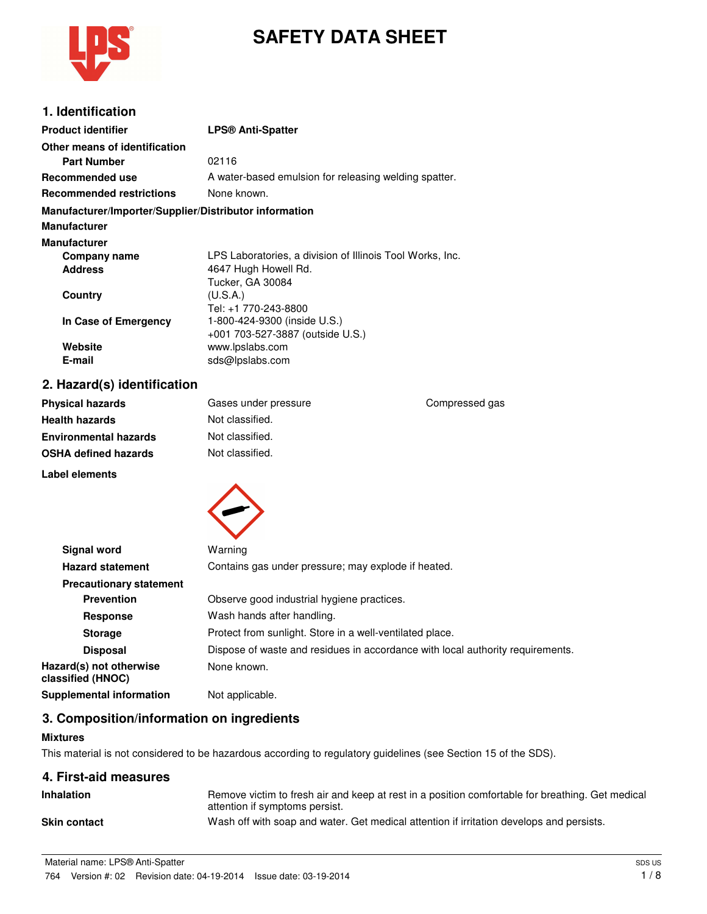# SAFETY DATA SHEET

## 1. Identification

**Product identifier** **LPS® Anti-Spatter**

**Other means of identification**

**Part Number** 02116

**Recommended use** A water-based emulsion for releasing welding spatter.

**Recommended restrictions** None known.

**Manufacturer/Importer/Supplier/Distributor information**

**Manufacturer**

**Manufacturer**

| | |
|---|---|
| **Company name** | LPS Laboratories, a division of Illinois Tool Works, Inc. |
| **Address** | 4647 Hugh Howell Rd.<br>Tucker, GA 30084 |
| **Country** | (U.S.A.)<br>Tel: +1 770-243-8800 |
| **In Case of Emergency** | 1-800-424-9300 (inside U.S.)<br>+001 703-527-3887 (outside U.S.) |
| **Website** | www.lpslabs.com |
| **E-mail** | sds@lpslabs.com |

## 2. Hazard(s) identification

| | | |
|---|---|---|
| **Physical hazards** | Gases under pressure | Compressed gas |
| **Health hazards** | Not classified. | |
| **Environmental hazards** | Not classified. | |
| **OSHA defined hazards** | Not classified. | |

**Label elements**

**Signal word** Warning

**Hazard statement** Contains gas under pressure; may explode if heated.

**Precautionary statement**

**Prevention** Observe good industrial hygiene practices.

**Response** Wash hands after handling.

**Storage** Protect from sunlight. Store in a well-ventilated place.

**Disposal** Dispose of waste and residues in accordance with local authority requirements.

**Hazard(s) not otherwise classified (HNOC)** None known.

**Supplemental information** Not applicable.

## 3. Composition/information on ingredients

**Mixtures**

This material is not considered to be hazardous according to regulatory guidelines (see Section 15 of the SDS).

## 4. First-aid measures

**Inhalation** Remove victim to fresh air and keep at rest in a position comfortable for breathing. Get medical attention if symptoms persist.

**Skin contact** Wash off with soap and water. Get medical attention if irritation develops and persists.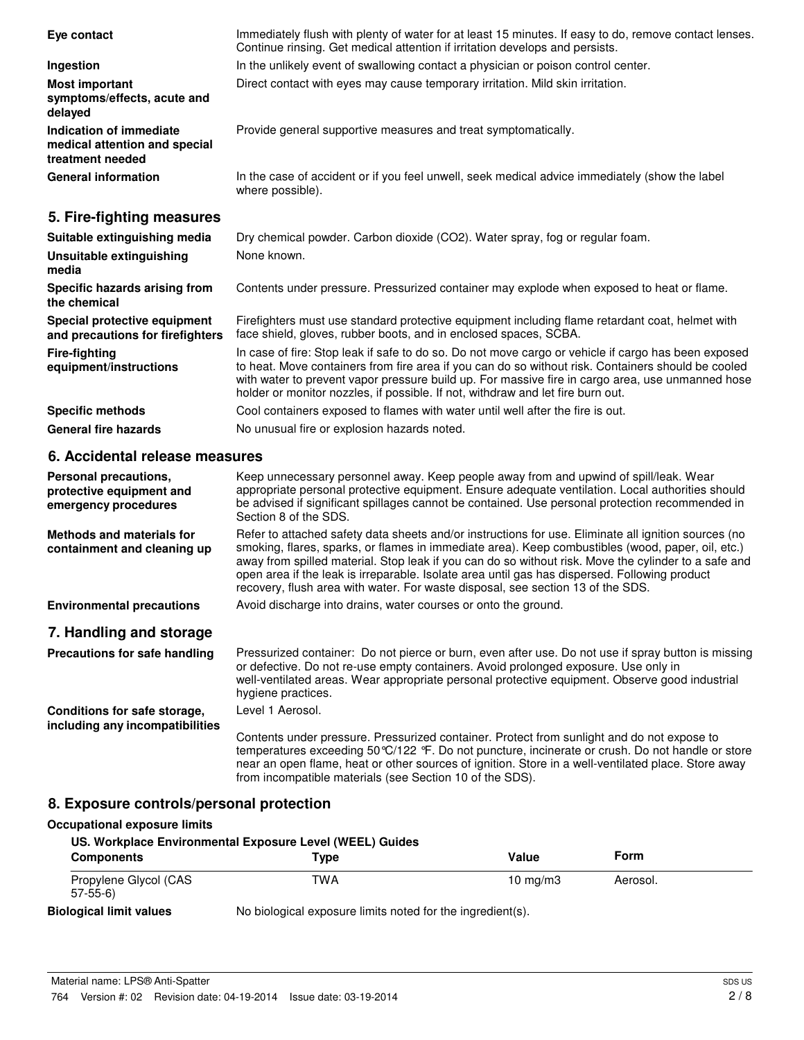**Eye contact** Immediately flush with plenty of water for at least 15 minutes. If easy to do, remove contact lenses. Continue rinsing. Get medical attention if irritation develops and persists.

**Ingestion** In the unlikely event of swallowing contact a physician or poison control center.

**Most important symptoms/effects, acute and delayed** Direct contact with eyes may cause temporary irritation. Mild skin irritation.

**Indication of immediate medical attention and special treatment needed** Provide general supportive measures and treat symptomatically.

**General information** In the case of accident or if you feel unwell, seek medical advice immediately (show the label where possible).

## 5. Fire-fighting measures

**Suitable extinguishing media** Dry chemical powder. Carbon dioxide ($CO_2$). Water spray, fog or regular foam.

**Unsuitable extinguishing media** None known.

**Specific hazards arising from the chemical** Contents under pressure. Pressurized container may explode when exposed to heat or flame.

**Special protective equipment and precautions for firefighters** Firefighters must use standard protective equipment including flame retardant coat, helmet with face shield, gloves, rubber boots, and in enclosed spaces, SCBA.

**Fire-fighting equipment/instructions** In case of fire: Stop leak if safe to do so. Do not move cargo or vehicle if cargo has been exposed to heat. Move containers from fire area if you can do so without risk. Containers should be cooled with water to prevent vapor pressure build up. For massive fire in cargo area, use unmanned hose holder or monitor nozzles, if possible. If not, withdraw and let fire burn out.

**Specific methods** Cool containers exposed to flames with water until well after the fire is out.

**General fire hazards** No unusual fire or explosion hazards noted.

## 6. Accidental release measures

**Personal precautions, protective equipment and emergency procedures** Keep unnecessary personnel away. Keep people away from and upwind of spill/leak. Wear appropriate personal protective equipment. Ensure adequate ventilation. Local authorities should be advised if significant spillages cannot be contained. Use personal protection recommended in Section 8 of the SDS.

**Methods and materials for containment and cleaning up** Refer to attached safety data sheets and/or instructions for use. Eliminate all ignition sources (no smoking, flares, sparks, or flames in immediate area). Keep combustibles (wood, paper, oil, etc.) away from spilled material. Stop leak if you can do so without risk. Move the cylinder to a safe and open area if the leak is irreparable. Isolate area until gas has dispersed. Following product recovery, flush area with water. For waste disposal, see section 13 of the SDS.

**Environmental precautions** Avoid discharge into drains, water courses or onto the ground.

## 7. Handling and storage

**Precautions for safe handling** Pressurized container: Do not pierce or burn, even after use. Do not use if spray button is missing or defective. Do not re-use empty containers. Avoid prolonged exposure. Use only in well-ventilated areas. Wear appropriate personal protective equipment. Observe good industrial hygiene practices.

**Conditions for safe storage, including any incompatibilities** Level 1 Aerosol.

Contents under pressure. Pressurized container. Protect from sunlight and do not expose to temperatures exceeding 50°C/122 °F. Do not puncture, incinerate or crush. Do not handle or store near an open flame, heat or other sources of ignition. Store in a well-ventilated place. Store away from incompatible materials (see Section 10 of the SDS).

## 8. Exposure controls/personal protection

**Occupational exposure limits**

**US. Workplace Environmental Exposure Level (WEEL) Guides**

| Components | Type | Value | Form |
|---|---|---|---|
| Propylene Glycol (CAS 57-55-6) | TWA | 10 mg/m3 | Aerosol. |

**Biological limit values** No biological exposure limits noted for the ingredient(s).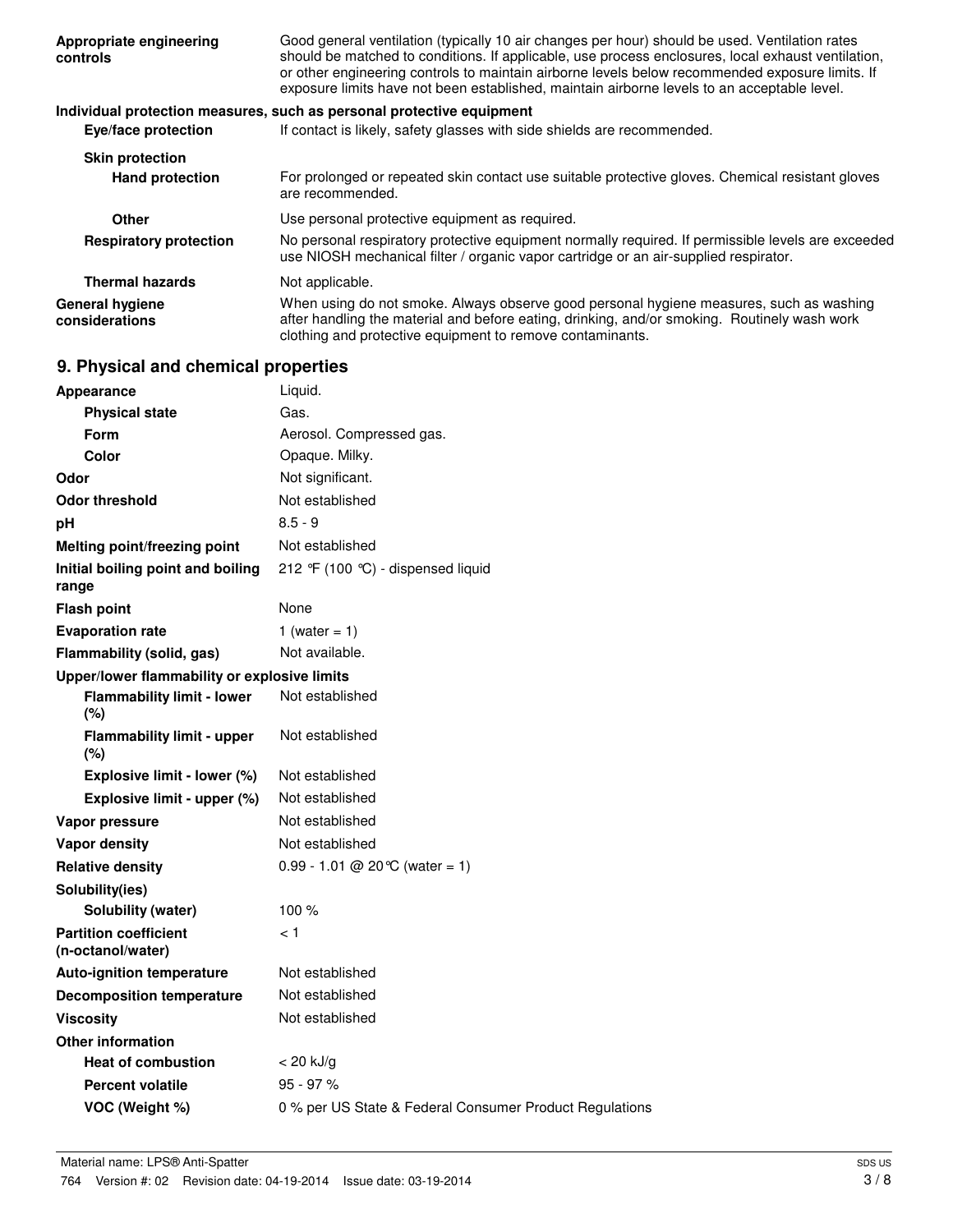| | |
|---|---|
| **Appropriate engineering controls** | Good general ventilation (typically 10 air changes per hour) should be used. Ventilation rates should be matched to conditions. If applicable, use process enclosures, local exhaust ventilation, or other engineering controls to maintain airborne levels below recommended exposure limits. If exposure limits have not been established, maintain airborne levels to an acceptable level. |

**Individual protection measures, such as personal protective equipment**

| | |
|---|---|
| **Eye/face protection** | If contact is likely, safety glasses with side shields are recommended. |
| **Skin protection** | |
| **Hand protection** | For prolonged or repeated skin contact use suitable protective gloves. Chemical resistant gloves are recommended. |
| **Other** | Use personal protective equipment as required. |
| **Respiratory protection** | No personal respiratory protective equipment normally required. If permissible levels are exceeded use NIOSH mechanical filter / organic vapor cartridge or an air-supplied respirator. |
| **Thermal hazards** | Not applicable. |
| **General hygiene considerations** | When using do not smoke. Always observe good personal hygiene measures, such as washing after handling the material and before eating, drinking, and/or smoking. Routinely wash work clothing and protective equipment to remove contaminants. |

## 9. Physical and chemical properties

| | |
|---|---|
| **Appearance** | Liquid. |
| **Physical state** | Gas. |
| **Form** | Aerosol. Compressed gas. |
| **Color** | Opaque. Milky. |
| **Odor** | Not significant. |
| **Odor threshold** | Not established |
| **pH** | 8.5 - 9 |
| **Melting point/freezing point** | Not established |
| **Initial boiling point and boiling range** | 212 °F (100 °C) - dispensed liquid |
| **Flash point** | None |
| **Evaporation rate** | 1 (water = 1) |
| **Flammability (solid, gas)** | Not available. |
| **Upper/lower flammability or explosive limits** | |
| **Flammability limit - lower (%)** | Not established |
| **Flammability limit - upper (%)** | Not established |
| **Explosive limit - lower (%)** | Not established |
| **Explosive limit - upper (%)** | Not established |
| **Vapor pressure** | Not established |
| **Vapor density** | Not established |
| **Relative density** | 0.99 - 1.01 @ 20°C (water = 1) |
| **Solubility(ies)** | |
| **Solubility (water)** | 100 % |
| **Partition coefficient (n-octanol/water)** | < 1 |
| **Auto-ignition temperature** | Not established |
| **Decomposition temperature** | Not established |
| **Viscosity** | Not established |
| **Other information** | |
| **Heat of combustion** | < 20 kJ/g |
| **Percent volatile** | 95 - 97 % |
| **VOC (Weight %)** | 0 % per US State & Federal Consumer Product Regulations |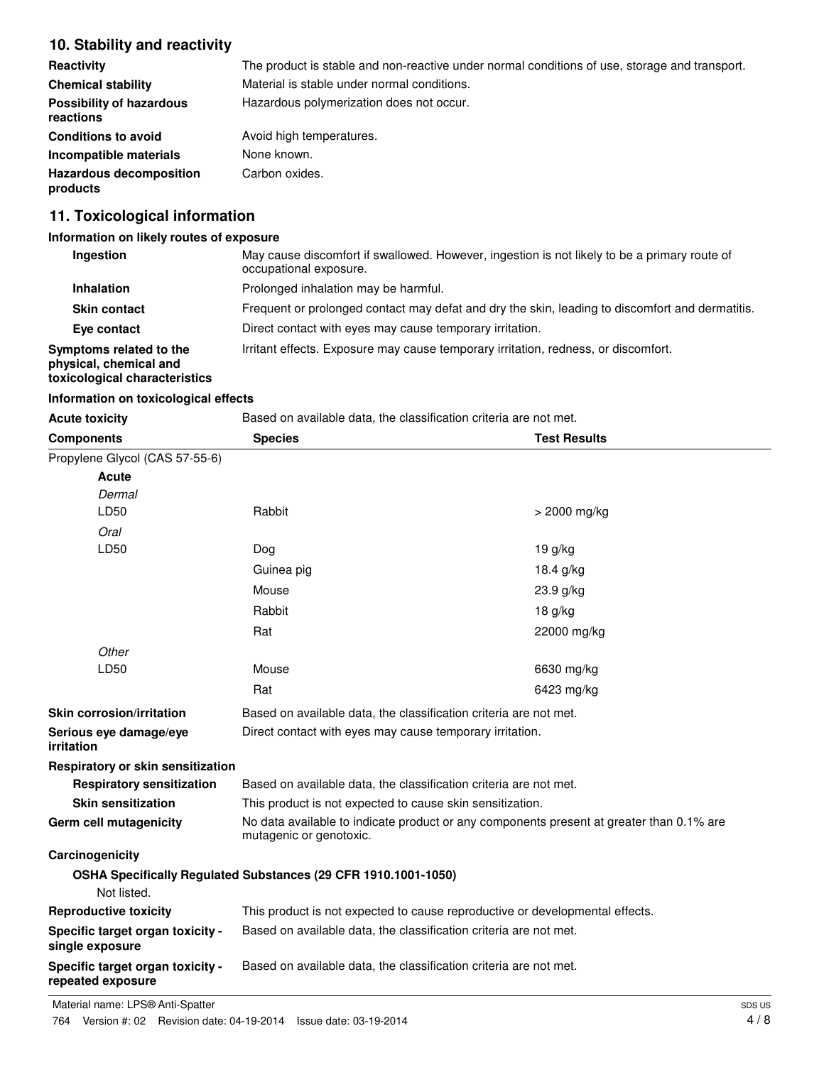## 10. Stability and reactivity

| | |
|---|---|
| **Reactivity** | The product is stable and non-reactive under normal conditions of use, storage and transport. |
| **Chemical stability** | Material is stable under normal conditions. |
| **Possibility of hazardous reactions** | Hazardous polymerization does not occur. |
| **Conditions to avoid** | Avoid high temperatures. |
| **Incompatible materials** | None known. |
| **Hazardous decomposition products** | Carbon oxides. |

## 11. Toxicological information

### Information on likely routes of exposure

| | |
|---|---|
| **Ingestion** | May cause discomfort if swallowed. However, ingestion is not likely to be a primary route of occupational exposure. |
| **Inhalation** | Prolonged inhalation may be harmful. |
| **Skin contact** | Frequent or prolonged contact may defat and dry the skin, leading to discomfort and dermatitis. |
| **Eye contact** | Direct contact with eyes may cause temporary irritation. |
| **Symptoms related to the physical, chemical and toxicological characteristics** | Irritant effects. Exposure may cause temporary irritation, redness, or discomfort. |

### Information on toxicological effects

**Acute toxicity** Based on available data, the classification criteria are not met.

| Components | Species | Test Results |
|---|---|---|
| Propylene Glycol (CAS 57-55-6) | | |
| **Acute** | | |
| *Dermal* | | |
| LD50 | Rabbit | > 2000 mg/kg |
| *Oral* | | |
| LD50 | Dog | 19 g/kg |
| | Guinea pig | 18.4 g/kg |
| | Mouse | 23.9 g/kg |
| | Rabbit | 18 g/kg |
| | Rat | 22000 mg/kg |
| *Other* | | |
| LD50 | Mouse | 6630 mg/kg |
| | Rat | 6423 mg/kg |

| | |
|---|---|
| **Skin corrosion/irritation** | Based on available data, the classification criteria are not met. |
| **Serious eye damage/eye irritation** | Direct contact with eyes may cause temporary irritation. |
| **Respiratory or skin sensitization** | |
| **Respiratory sensitization** | Based on available data, the classification criteria are not met. |
| **Skin sensitization** | This product is not expected to cause skin sensitization. |
| **Germ cell mutagenicity** | No data available to indicate product or any components present at greater than 0.1% are mutagenic or genotoxic. |

**Carcinogenicity**

**OSHA Specifically Regulated Substances (29 CFR 1910.1001-1050)**

Not listed.

| | |
|---|---|
| **Reproductive toxicity** | This product is not expected to cause reproductive or developmental effects. |
| **Specific target organ toxicity - single exposure** | Based on available data, the classification criteria are not met. |
| **Specific target organ toxicity - repeated exposure** | Based on available data, the classification criteria are not met. |

Material name: LPS® Anti-Spatter

764 Version #: 02 Revision date: 04-19-2014 Issue date: 03-19-2014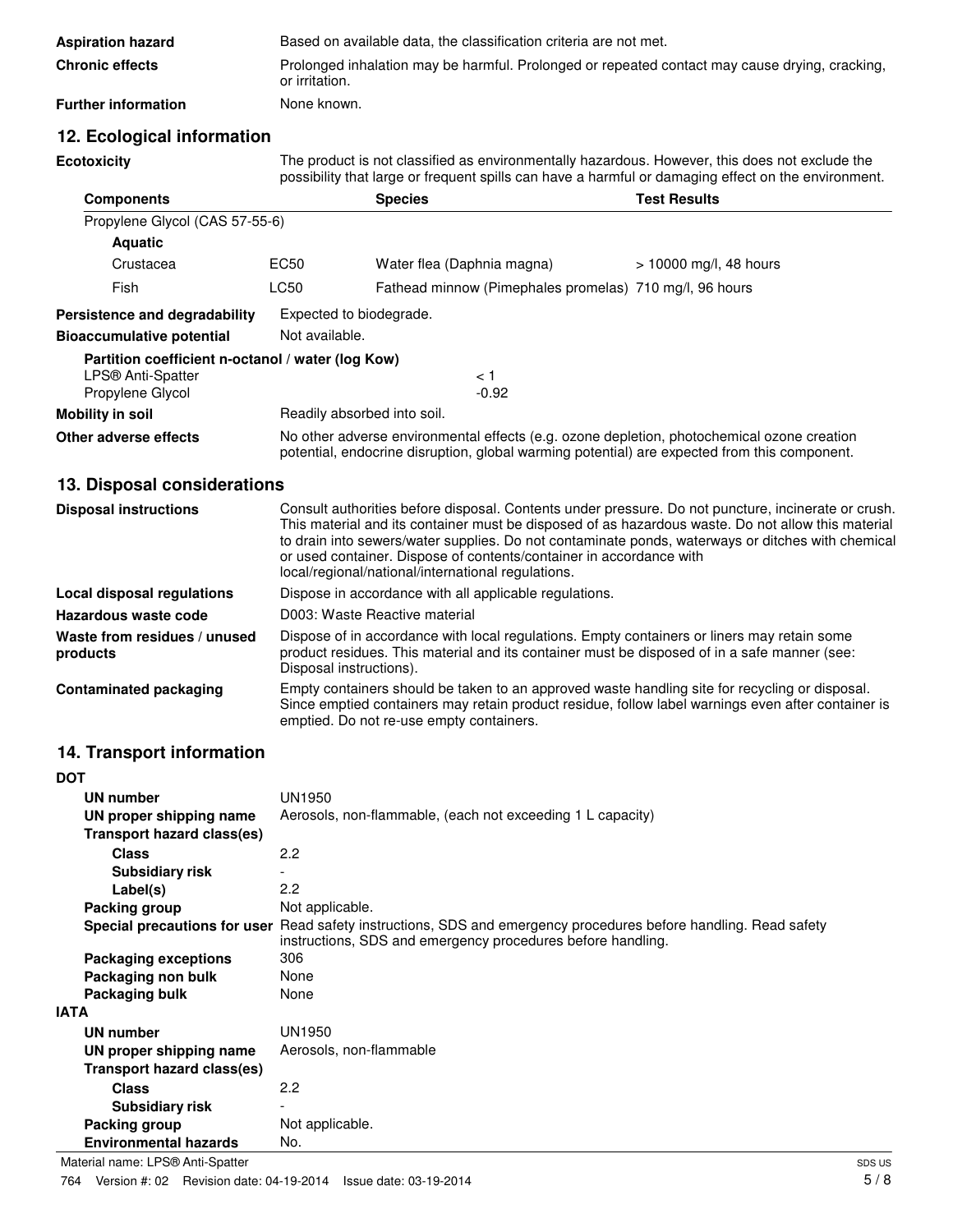**Aspiration hazard** Based on available data, the classification criteria are not met.

**Chronic effects** Prolonged inhalation may be harmful. Prolonged or repeated contact may cause drying, cracking, or irritation.

**Further information** None known.

## 12. Ecological information

**Ecotoxicity** The product is not classified as environmentally hazardous. However, this does not exclude the possibility that large or frequent spills can have a harmful or damaging effect on the environment.

| Components | | Species | Test Results |
|---|---|---|---|
| Propylene Glycol (CAS 57-55-6) | | | |
| **Aquatic** | | | |
| Crustacea | EC50 | Water flea (Daphnia magna) | > 10000 mg/l, 48 hours |
| Fish | LC50 | Fathead minnow (Pimephales promelas) | 710 mg/l, 96 hours |

**Persistence and degradability** Expected to biodegrade.

**Bioaccumulative potential** Not available.

**Partition coefficient n-octanol / water (log Kow)**

| | |
|---|---|
| LPS® Anti-Spatter | < 1 |
| Propylene Glycol | -0.92 |

**Mobility in soil** Readily absorbed into soil.

**Other adverse effects** No other adverse environmental effects (e.g. ozone depletion, photochemical ozone creation potential, endocrine disruption, global warming potential) are expected from this component.

## 13. Disposal considerations

**Disposal instructions** Consult authorities before disposal. Contents under pressure. Do not puncture, incinerate or crush. This material and its container must be disposed of as hazardous waste. Do not allow this material to drain into sewers/water supplies. Do not contaminate ponds, waterways or ditches with chemical or used container. Dispose of contents/container in accordance with local/regional/national/international regulations.

**Local disposal regulations** Dispose in accordance with all applicable regulations.

**Hazardous waste code** D003: Waste Reactive material

**Waste from residues / unused products** Dispose of in accordance with local regulations. Empty containers or liners may retain some product residues. This material and its container must be disposed of in a safe manner (see: Disposal instructions).

**Contaminated packaging** Empty containers should be taken to an approved waste handling site for recycling or disposal. Since emptied containers may retain product residue, follow label warnings even after container is emptied. Do not re-use empty containers.

## 14. Transport information

**DOT**

- **UN number** UN1950
- **UN proper shipping name** Aerosols, non-flammable, (each not exceeding 1 L capacity)
- **Transport hazard class(es)**
  - **Class** 2.2
  - **Subsidiary risk** -
  - **Label(s)** 2.2
- **Packing group** Not applicable.
- **Special precautions for user** Read safety instructions, SDS and emergency procedures before handling. Read safety instructions, SDS and emergency procedures before handling.
- **Packaging exceptions** 306
- **Packaging non bulk** None
- **Packaging bulk** None

**IATA**

- **UN number** UN1950
- **UN proper shipping name** Aerosols, non-flammable
- **Transport hazard class(es)**
  - **Class** 2.2
  - **Subsidiary risk** -
- **Packing group** Not applicable.
- **Environmental hazards** No.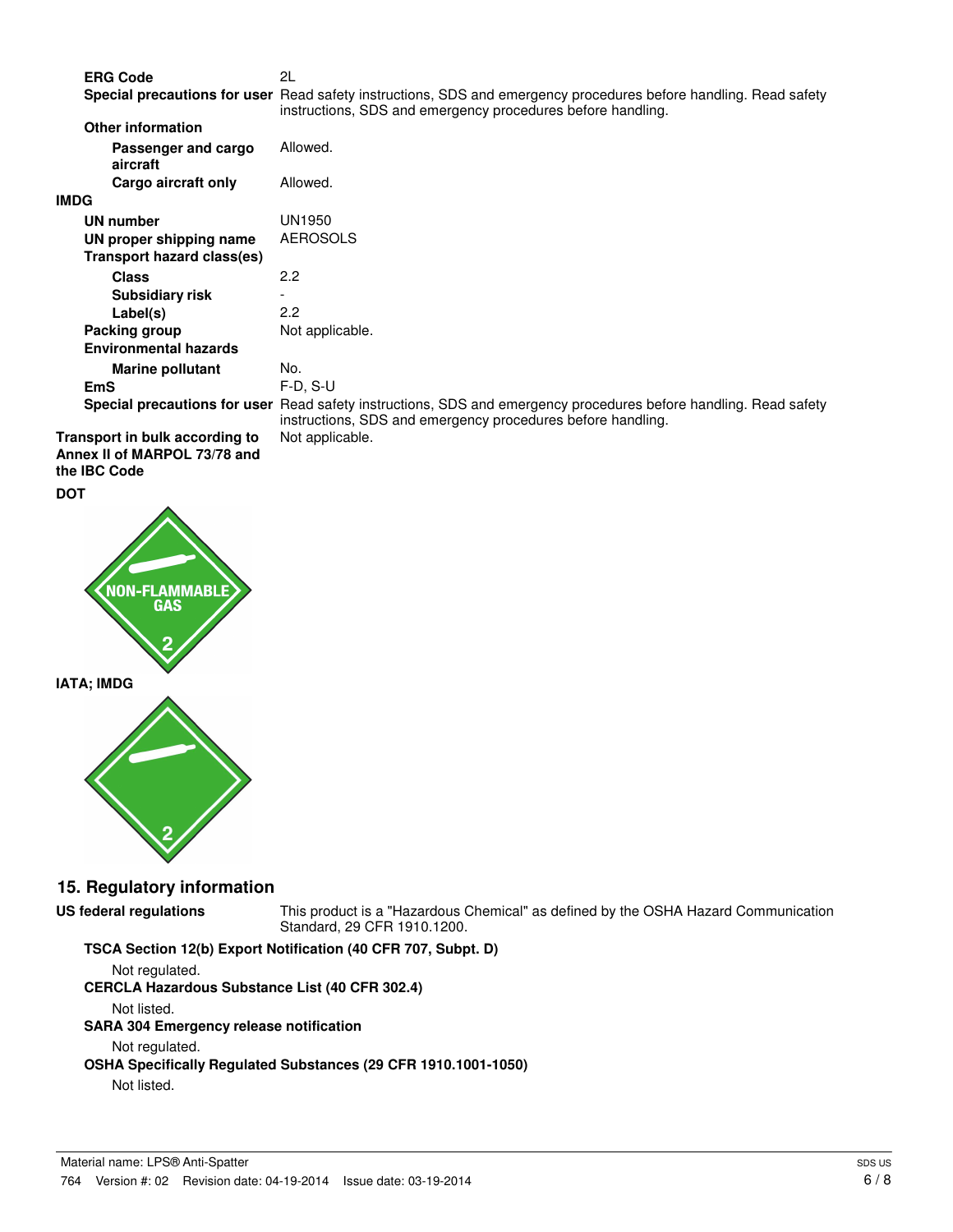**ERG Code** 2L

**Special precautions for user** Read safety instructions, SDS and emergency procedures before handling. Read safety instructions, SDS and emergency procedures before handling.

**Other information**

- **Passenger and cargo aircraft** Allowed.
- **Cargo aircraft only** Allowed.

**IMDG**

**UN number** UN1950

**UN proper shipping name** AEROSOLS

**Transport hazard class(es)**

- **Class** 2.2
- **Subsidiary risk** -
- **Label(s)** 2.2

**Packing group** Not applicable.

**Environmental hazards**

- **Marine pollutant** No.

**EmS** F-D, S-U

**Special precautions for user** Read safety instructions, SDS and emergency procedures before handling. Read safety instructions, SDS and emergency procedures before handling.

**Transport in bulk according to Annex II of MARPOL 73/78 and the IBC Code** Not applicable.

**DOT**

NON-FLAMMABLE GAS 2

**IATA; IMDG**

2

## 15. Regulatory information

**US federal regulations** This product is a "Hazardous Chemical" as defined by the OSHA Hazard Communication Standard, 29 CFR 1910.1200.

**TSCA Section 12(b) Export Notification (40 CFR 707, Subpt. D)**

Not regulated.

**CERCLA Hazardous Substance List (40 CFR 302.4)**

Not listed.

**SARA 304 Emergency release notification**

Not regulated.

**OSHA Specifically Regulated Substances (29 CFR 1910.1001-1050)**

Not listed.

Material name: LPS® Anti-Spatter

764 Version #: 02 Revision date: 04-19-2014 Issue date: 03-19-2014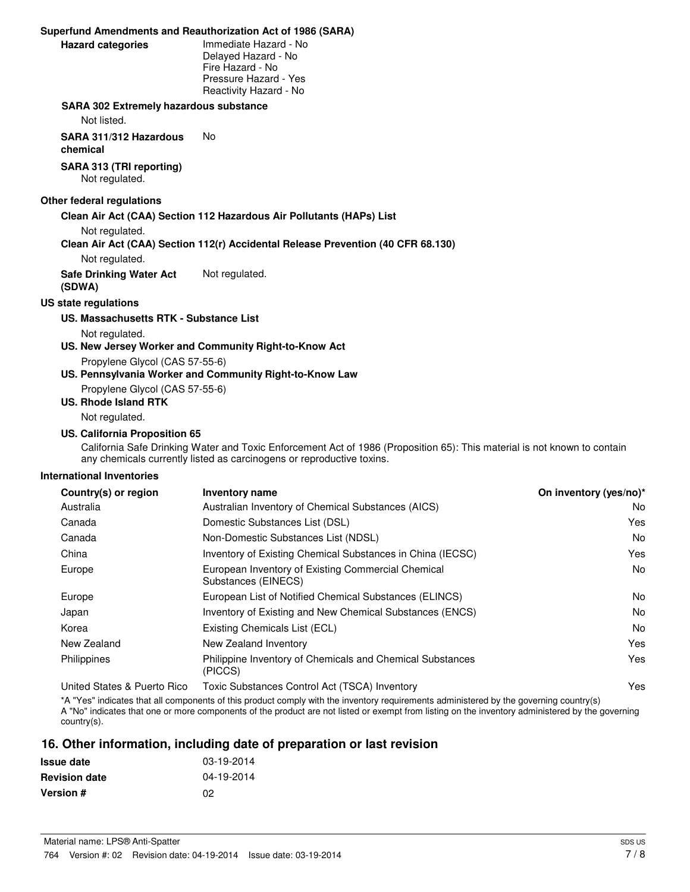**Superfund Amendments and Reauthorization Act of 1986 (SARA)**

**Hazard categories**
Immediate Hazard - No
Delayed Hazard - No
Fire Hazard - No
Pressure Hazard - Yes
Reactivity Hazard - No

**SARA 302 Extremely hazardous substance**

Not listed.

**SARA 311/312 Hazardous chemical** No

**SARA 313 (TRI reporting)**
Not regulated.

**Other federal regulations**

**Clean Air Act (CAA) Section 112 Hazardous Air Pollutants (HAPs) List**

Not regulated.

**Clean Air Act (CAA) Section 112(r) Accidental Release Prevention (40 CFR 68.130)**

Not regulated.

**Safe Drinking Water Act (SDWA)** Not regulated.

**US state regulations**

**US. Massachusetts RTK - Substance List**

Not regulated.

**US. New Jersey Worker and Community Right-to-Know Act**

Propylene Glycol (CAS 57-55-6)

**US. Pennsylvania Worker and Community Right-to-Know Law**

Propylene Glycol (CAS 57-55-6)

**US. Rhode Island RTK**

Not regulated.

**US. California Proposition 65**

California Safe Drinking Water and Toxic Enforcement Act of 1986 (Proposition 65): This material is not known to contain any chemicals currently listed as carcinogens or reproductive toxins.

**International Inventories**

| Country(s) or region | Inventory name | On inventory (yes/no)* |
|---|---|---|
| Australia | Australian Inventory of Chemical Substances (AICS) | No |
| Canada | Domestic Substances List (DSL) | Yes |
| Canada | Non-Domestic Substances List (NDSL) | No |
| China | Inventory of Existing Chemical Substances in China (IECSC) | Yes |
| Europe | European Inventory of Existing Commercial Chemical Substances (EINECS) | No |
| Europe | European List of Notified Chemical Substances (ELINCS) | No |
| Japan | Inventory of Existing and New Chemical Substances (ENCS) | No |
| Korea | Existing Chemicals List (ECL) | No |
| New Zealand | New Zealand Inventory | Yes |
| Philippines | Philippine Inventory of Chemicals and Chemical Substances (PICCS) | Yes |
| United States & Puerto Rico | Toxic Substances Control Act (TSCA) Inventory | Yes |

*A "Yes" indicates that all components of this product comply with the inventory requirements administered by the governing country(s)
A "No" indicates that one or more components of the product are not listed or exempt from listing on the inventory administered by the governing country(s).

## 16. Other information, including date of preparation or last revision

**Issue date** 03-19-2014
**Revision date** 04-19-2014
**Version #** 02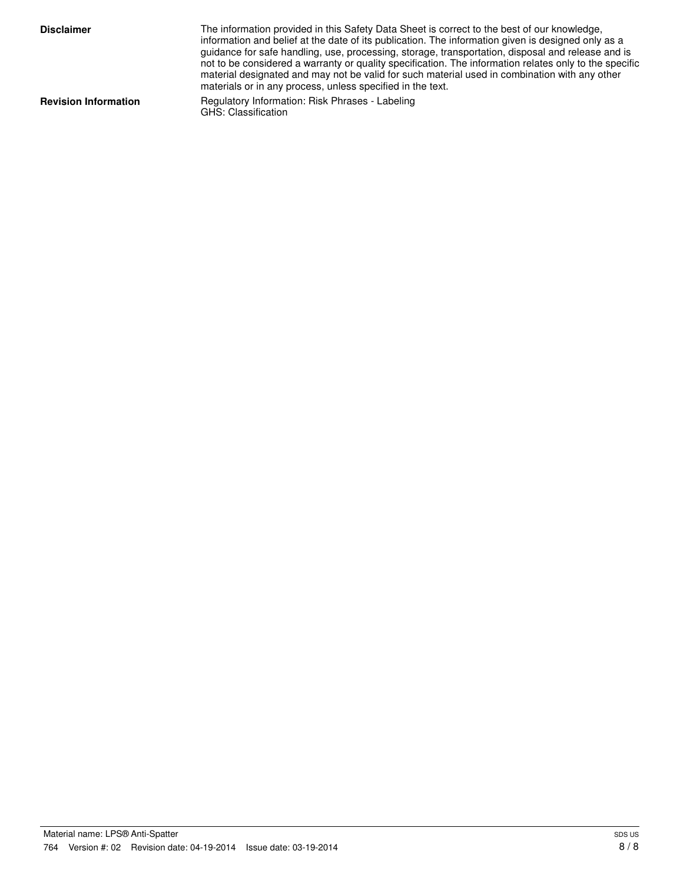**Disclaimer**

The information provided in this Safety Data Sheet is correct to the best of our knowledge, information and belief at the date of its publication. The information given is designed only as a guidance for safe handling, use, processing, storage, transportation, disposal and release and is not to be considered a warranty or quality specification. The information relates only to the specific material designated and may not be valid for such material used in combination with any other materials or in any process, unless specified in the text.

**Revision Information**

Regulatory Information: Risk Phrases - Labeling
GHS: Classification